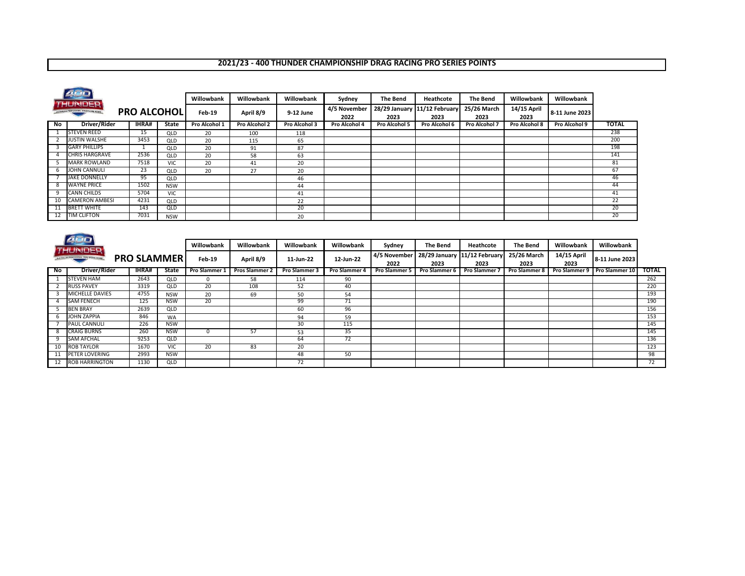# 2021/23 - 400 THUNDER CHAMPIONSHIP DRAG RACING PRO SERIES POINTS

## PRO ALCOHOL

| | | | | Willowbank | Willowbank | Willowbank | Sydney | The Bend | Heathcote | The Bend | Willowbank | Willowbank | |
|---|---|---|---|---|---|---|---|---|---|---|---|---|---|
| | | | | Feb-19 | April 8/9 | 9-12 June | 4/5 November 2022 | 28/29 January 2023 | 11/12 February 2023 | 25/26 March 2023 | 14/15 April 2023 | 8-11 June 2023 | |
| No | Driver/Rider | IHRA# | State | Pro Alcohol 1 | Pro Alcohol 2 | Pro Alcohol 3 | Pro Alcohol 4 | Pro Alcohol 5 | Pro Alcohol 6 | Pro Alcohol 7 | Pro Alcohol 8 | Pro Alcohol 9 | TOTAL |
| 1 | STEVEN REED | 15 | QLD | 20 | 100 | 118 | | | | | | | 238 |
| 2 | JUSTIN WALSHE | 3453 | QLD | 20 | 115 | 65 | | | | | | | 200 |
| 3 | GARY PHILLIPS | 1 | QLD | 20 | 91 | 87 | | | | | | | 198 |
| 4 | CHRIS HARGRAVE | 2536 | QLD | 20 | 58 | 63 | | | | | | | 141 |
| 5 | MARK ROWLAND | 7518 | VIC | 20 | 41 | 20 | | | | | | | 81 |
| 6 | JOHN CANNULI | 23 | QLD | 20 | 27 | 20 | | | | | | | 67 |
| 7 | JAKE DONNELLY | 95 | QLD | | | 46 | | | | | | | 46 |
| 8 | WAYNE PRICE | 1502 | NSW | | | 44 | | | | | | | 44 |
| 9 | CANN CHILDS | 5704 | VIC | | | 41 | | | | | | | 41 |
| 10 | CAMERON AMBESI | 4231 | QLD | | | 22 | | | | | | | 22 |
| 11 | BRETT WHITE | 143 | QLD | | | 20 | | | | | | | 20 |
| 12 | TIM CLIFTON | 7031 | NSW | | | 20 | | | | | | | 20 |

## PRO SLAMMER

| | | | | Willowbank | Willowbank | Willowbank | Willowbank | Sydney | The Bend | Heathcote | The Bend | Willowbank | Willowbank | |
|---|---|---|---|---|---|---|---|---|---|---|---|---|---|---|
| | | | | Feb-19 | April 8/9 | 11-Jun-22 | 12-Jun-22 | 4/5 November 2022 | 28/29 January 2023 | 11/12 February 2023 | 25/26 March 2023 | 14/15 April 2023 | 8-11 June 2023 | |
| No | Driver/Rider | IHRA# | State | Pro Slammer 1 | Pros Slammer 2 | Pro Slammer 3 | Pro Slammer 4 | Pro Slammer 5 | Pro Slammer 6 | Pro Slammer 7 | Pro Slammer 8 | Pro Slammer 9 | Pro Slammer 10 | TOTAL |
| 1 | STEVEN HAM | 2643 | QLD | 0 | 58 | 114 | 90 | | | | | | | 262 |
| 2 | RUSS PAVEY | 3319 | QLD | 20 | 108 | 52 | 40 | | | | | | | 220 |
| 3 | MICHELLE DAVIES | 4755 | NSW | 20 | 69 | 50 | 54 | | | | | | | 193 |
| 4 | SAM FENECH | 125 | NSW | 20 | | 99 | 71 | | | | | | | 190 |
| 5 | BEN BRAY | 2639 | QLD | | | 60 | 96 | | | | | | | 156 |
| 6 | JOHN ZAPPIA | 846 | WA | | | 94 | 59 | | | | | | | 153 |
| 7 | PAUL CANNULI | 226 | NSW | | | 30 | 115 | | | | | | | 145 |
| 8 | CRAIG BURNS | 260 | NSW | 0 | 57 | 53 | 35 | | | | | | | 145 |
| 9 | SAM AFCHAL | 9253 | QLD | | | 64 | 72 | | | | | | | 136 |
| 10 | ROB TAYLOR | 1670 | VIC | 20 | 83 | 20 | | | | | | | | 123 |
| 11 | PETER LOVERING | 2993 | NSW | | | 48 | 50 | | | | | | | 98 |
| 12 | ROB HARRINGTON | 1130 | QLD | | | 72 | | | | | | | | 72 |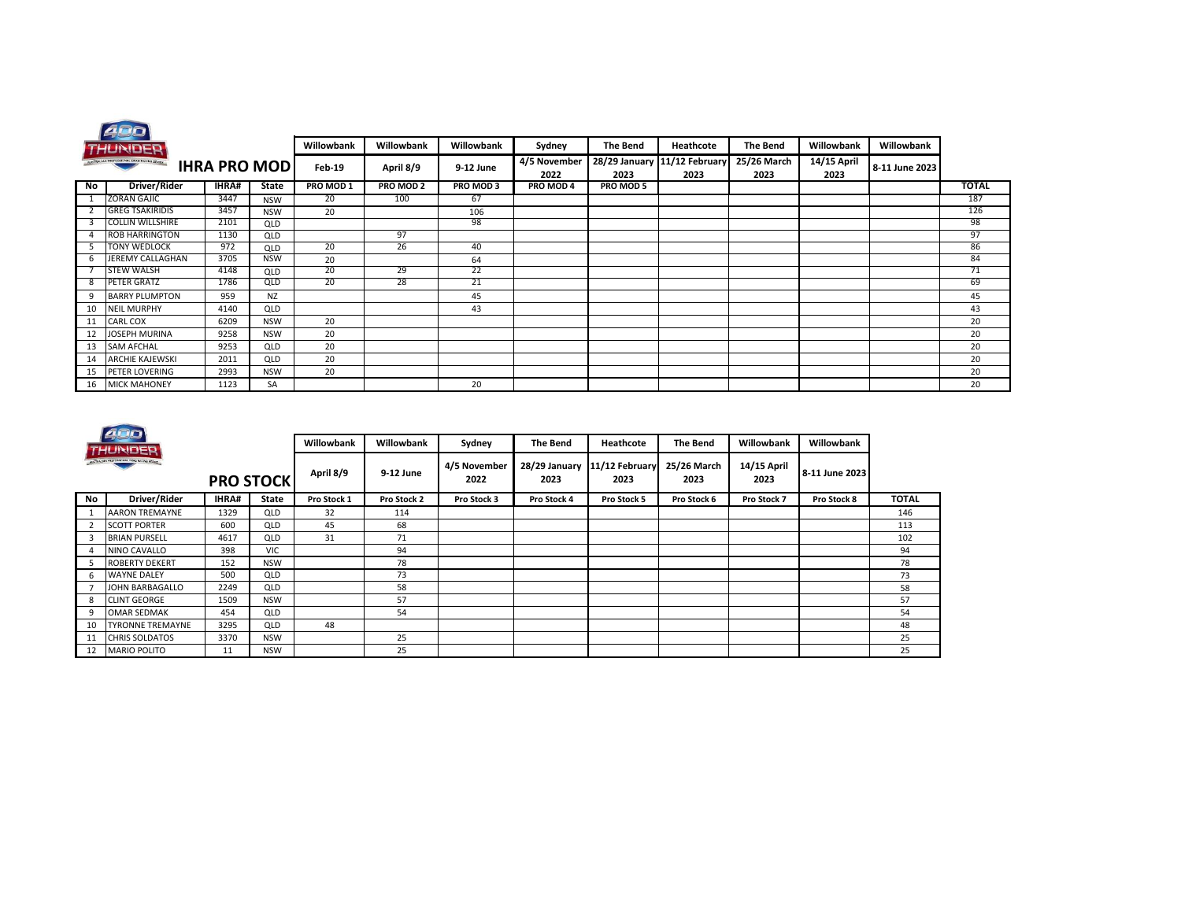## IHRA PRO MOD

| No | Driver/Rider | IHRA# | State | Willowbank Feb-19 PRO MOD 1 | Willowbank April 8/9 PRO MOD 2 | Willowbank 9-12 June PRO MOD 3 | Sydney 4/5 November 2022 PRO MOD 4 | The Bend 28/29 January 2023 PRO MOD 5 | Heathcote 11/12 February 2023 | The Bend 25/26 March 2023 | Willowbank 14/15 April 2023 | Willowbank 8-11 June 2023 | TOTAL |
|---|---|---|---|---|---|---|---|---|---|---|---|---|---|
| 1 | ZORAN GAJIC | 3447 | NSW | 20 | 100 | 67 | | | | | | | 187 |
| 2 | GREG TSAKIRIDIS | 3457 | NSW | 20 | | 106 | | | | | | | 126 |
| 3 | COLLIN WILLSHIRE | 2101 | QLD | | | 98 | | | | | | | 98 |
| 4 | ROB HARRINGTON | 1130 | QLD | | 97 | | | | | | | | 97 |
| 5 | TONY WEDLOCK | 972 | QLD | 20 | 26 | 40 | | | | | | | 86 |
| 6 | JEREMY CALLAGHAN | 3705 | NSW | 20 | | 64 | | | | | | | 84 |
| 7 | STEW WALSH | 4148 | QLD | 20 | 29 | 22 | | | | | | | 71 |
| 8 | PETER GRATZ | 1786 | QLD | 20 | 28 | 21 | | | | | | | 69 |
| 9 | BARRY PLUMPTON | 959 | NZ | | | 45 | | | | | | | 45 |
| 10 | NEIL MURPHY | 4140 | QLD | | | 43 | | | | | | | 43 |
| 11 | CARL COX | 6209 | NSW | 20 | | | | | | | | | 20 |
| 12 | JOSEPH MURINA | 9258 | NSW | 20 | | | | | | | | | 20 |
| 13 | SAM AFCHAL | 9253 | QLD | 20 | | | | | | | | | 20 |
| 14 | ARCHIE KAJEWSKI | 2011 | QLD | 20 | | | | | | | | | 20 |
| 15 | PETER LOVERING | 2993 | NSW | 20 | | | | | | | | | 20 |
| 16 | MICK MAHONEY | 1123 | SA | | | 20 | | | | | | | 20 |

## PRO STOCK

| No | Driver/Rider | IHRA# | State | Willowbank April 8/9 Pro Stock 1 | Willowbank 9-12 June Pro Stock 2 | Sydney 4/5 November 2022 Pro Stock 3 | The Bend 28/29 January 2023 Pro Stock 4 | Heathcote 11/12 February 2023 Pro Stock 5 | The Bend 25/26 March 2023 Pro Stock 6 | Willowbank 14/15 April 2023 Pro Stock 7 | Willowbank 8-11 June 2023 Pro Stock 8 | TOTAL |
|---|---|---|---|---|---|---|---|---|---|---|---|---|
| 1 | AARON TREMAYNE | 1329 | QLD | 32 | 114 | | | | | | | 146 |
| 2 | SCOTT PORTER | 600 | QLD | 45 | 68 | | | | | | | 113 |
| 3 | BRIAN PURSELL | 4617 | QLD | 31 | 71 | | | | | | | 102 |
| 4 | NINO CAVALLO | 398 | VIC | | 94 | | | | | | | 94 |
| 5 | ROBERTY DEKERT | 152 | NSW | | 78 | | | | | | | 78 |
| 6 | WAYNE DALEY | 500 | QLD | | 73 | | | | | | | 73 |
| 7 | JOHN BARBAGALLO | 2249 | QLD | | 58 | | | | | | | 58 |
| 8 | CLINT GEORGE | 1509 | NSW | | 57 | | | | | | | 57 |
| 9 | OMAR SEDMAK | 454 | QLD | | 54 | | | | | | | 54 |
| 10 | TYRONNE TREMAYNE | 3295 | QLD | 48 | | | | | | | | 48 |
| 11 | CHRIS SOLDATOS | 3370 | NSW | | 25 | | | | | | | 25 |
| 12 | MARIO POLITO | 11 | NSW | | 25 | | | | | | | 25 |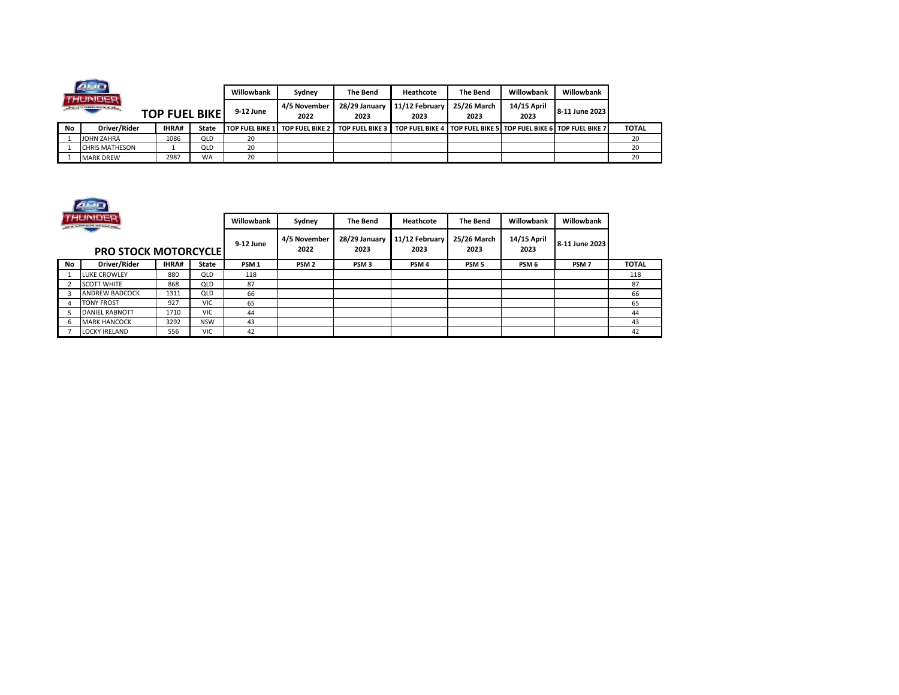## TOP FUEL BIKE

| | | | | Willowbank | Sydney | The Bend | Heathcote | The Bend | Willowbank | Willowbank | |
|---|---|---|---|---|---|---|---|---|---|---|---|
| | | | | 9-12 June | 4/5 November 2022 | 28/29 January 2023 | 11/12 February 2023 | 25/26 March 2023 | 14/15 April 2023 | 8-11 June 2023 | |
| No | Driver/Rider | IHRA# | State | TOP FUEL BIKE 1 | TOP FUEL BIKE 2 | TOP FUEL BIKE 3 | TOP FUEL BIKE 4 | TOP FUEL BIKE 5 | TOP FUEL BIKE 6 | TOP FUEL BIKE 7 | TOTAL |
| 1 | JOHN ZAHRA | 1086 | QLD | 20 | | | | | | | 20 |
| 1 | CHRIS MATHESON | 1 | QLD | 20 | | | | | | | 20 |
| 1 | MARK DREW | 2987 | WA | 20 | | | | | | | 20 |

## PRO STOCK MOTORCYCLE

| | | | | Willowbank | Sydney | The Bend | Heathcote | The Bend | Willowbank | Willowbank | |
|---|---|---|---|---|---|---|---|---|---|---|---|
| | | | | 9-12 June | 4/5 November 2022 | 28/29 January 2023 | 11/12 February 2023 | 25/26 March 2023 | 14/15 April 2023 | 8-11 June 2023 | |
| No | Driver/Rider | IHRA# | State | PSM 1 | PSM 2 | PSM 3 | PSM 4 | PSM 5 | PSM 6 | PSM 7 | TOTAL |
| 1 | LUKE CROWLEY | 880 | QLD | 118 | | | | | | | 118 |
| 2 | SCOTT WHITE | 868 | QLD | 87 | | | | | | | 87 |
| 3 | ANDREW BADCOCK | 1311 | QLD | 66 | | | | | | | 66 |
| 4 | TONY FROST | 927 | VIC | 65 | | | | | | | 65 |
| 5 | DANIEL RABNOTT | 1710 | VIC | 44 | | | | | | | 44 |
| 6 | MARK HANCOCK | 3292 | NSW | 43 | | | | | | | 43 |
| 7 | LOCKY IRELAND | 556 | VIC | 42 | | | | | | | 42 |